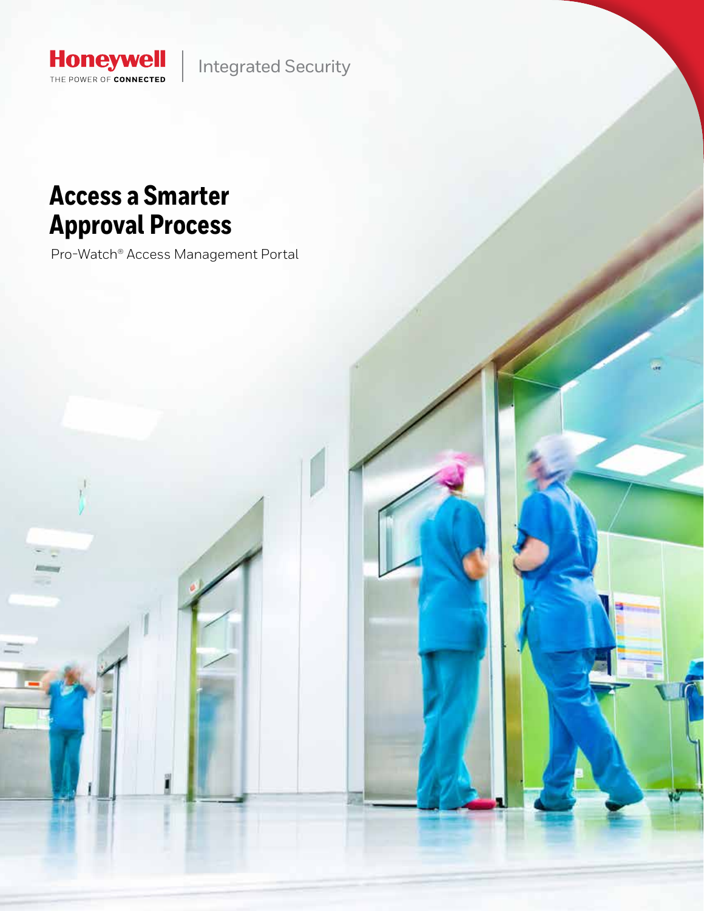Honeywell
THE POWER OF CONNECTED

Integrated Security

# Access a Smarter Approval Process

Pro-Watch® Access Management Portal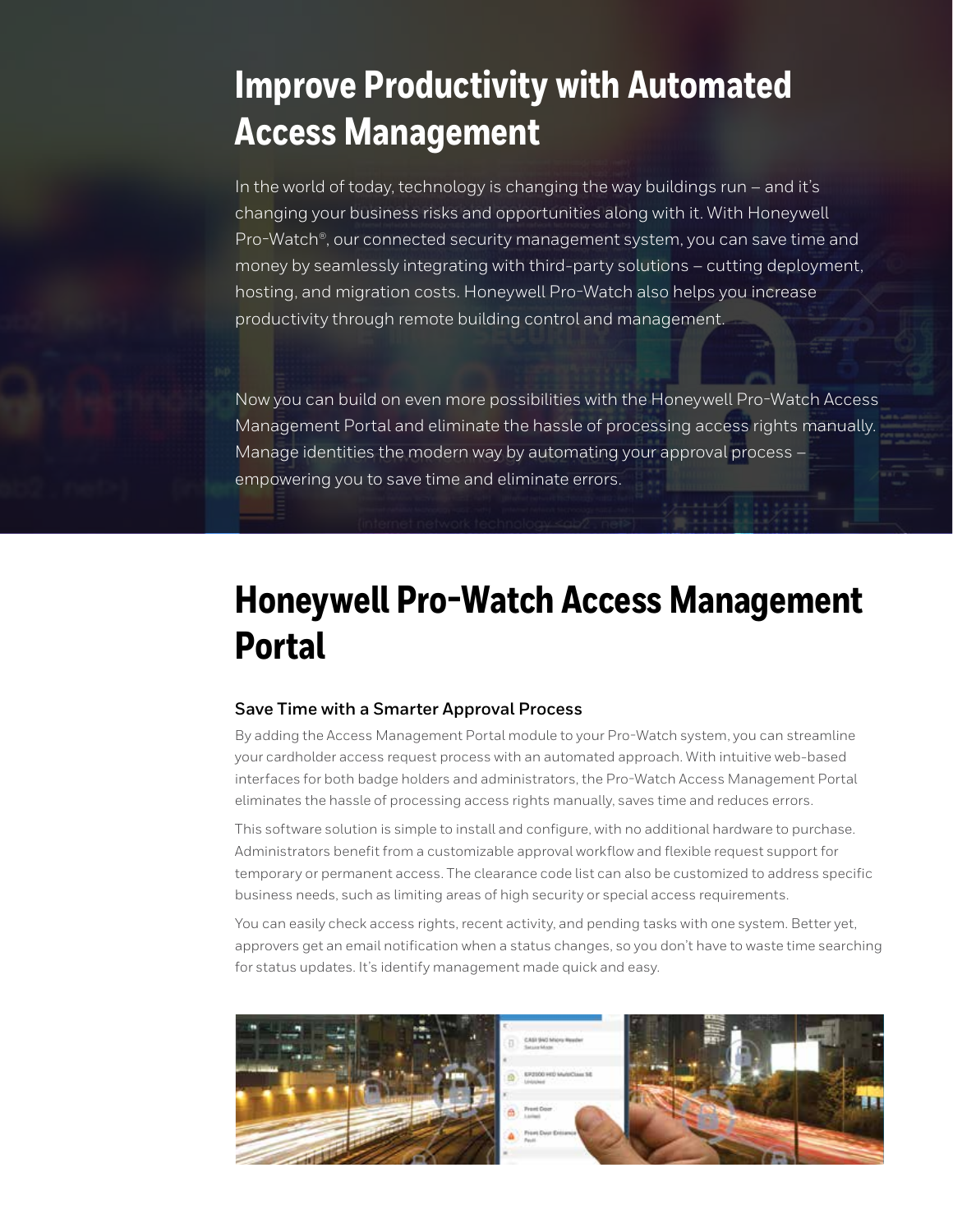# Improve Productivity with Automated Access Management

In the world of today, technology is changing the way buildings run – and it's changing your business risks and opportunities along with it. With Honeywell Pro-Watch®, our connected security management system, you can save time and money by seamlessly integrating with third-party solutions – cutting deployment, hosting, and migration costs. Honeywell Pro-Watch also helps you increase productivity through remote building control and management.

Now you can build on even more possibilities with the Honeywell Pro-Watch Access Management Portal and eliminate the hassle of processing access rights manually. Manage identities the modern way by automating your approval process – empowering you to save time and eliminate errors.

# Honeywell Pro-Watch Access Management Portal

### Save Time with a Smarter Approval Process

By adding the Access Management Portal module to your Pro-Watch system, you can streamline your cardholder access request process with an automated approach. With intuitive web-based interfaces for both badge holders and administrators, the Pro-Watch Access Management Portal eliminates the hassle of processing access rights manually, saves time and reduces errors.

This software solution is simple to install and configure, with no additional hardware to purchase. Administrators benefit from a customizable approval workflow and flexible request support for temporary or permanent access. The clearance code list can also be customized to address specific business needs, such as limiting areas of high security or special access requirements.

You can easily check access rights, recent activity, and pending tasks with one system. Better yet, approvers get an email notification when a status changes, so you don't have to waste time searching for status updates. It's identify management made quick and easy.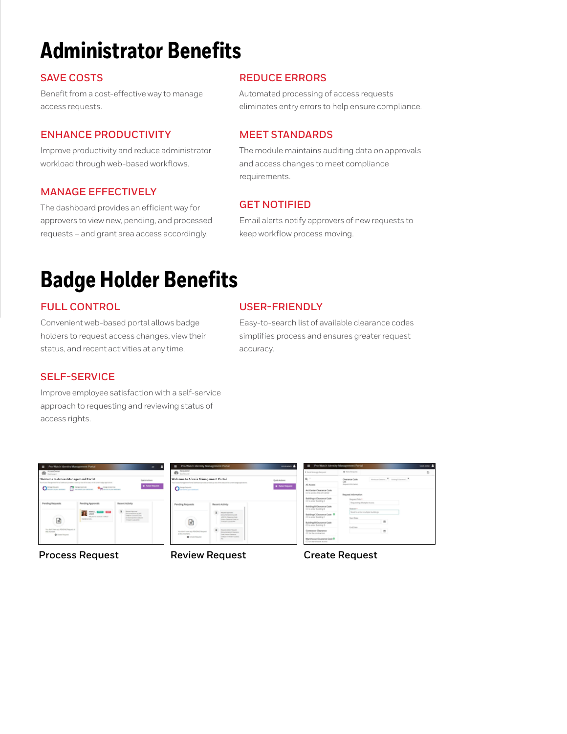# Administrator Benefits

### SAVE COSTS

Benefit from a cost-effective way to manage access requests.

### ENHANCE PRODUCTIVITY

Improve productivity and reduce administrator workload through web-based workflows.

### MANAGE EFFECTIVELY

The dashboard provides an efficient way for approvers to view new, pending, and processed requests – and grant area access accordingly.

### REDUCE ERRORS

Automated processing of access requests eliminates entry errors to help ensure compliance.

### MEET STANDARDS

The module maintains auditing data on approvals and access changes to meet compliance requirements.

### GET NOTIFIED

Email alerts notify approvers of new requests to keep workflow process moving.

# Badge Holder Benefits

### FULL CONTROL

Convenient web-based portal allows badge holders to request access changes, view their status, and recent activities at any time.

### SELF-SERVICE

Improve employee satisfaction with a self-service approach to requesting and reviewing status of access rights.

### USER-FRIENDLY

Easy-to-search list of available clearance codes simplifies process and ensures greater request accuracy.

Process Request

Review Request

Create Request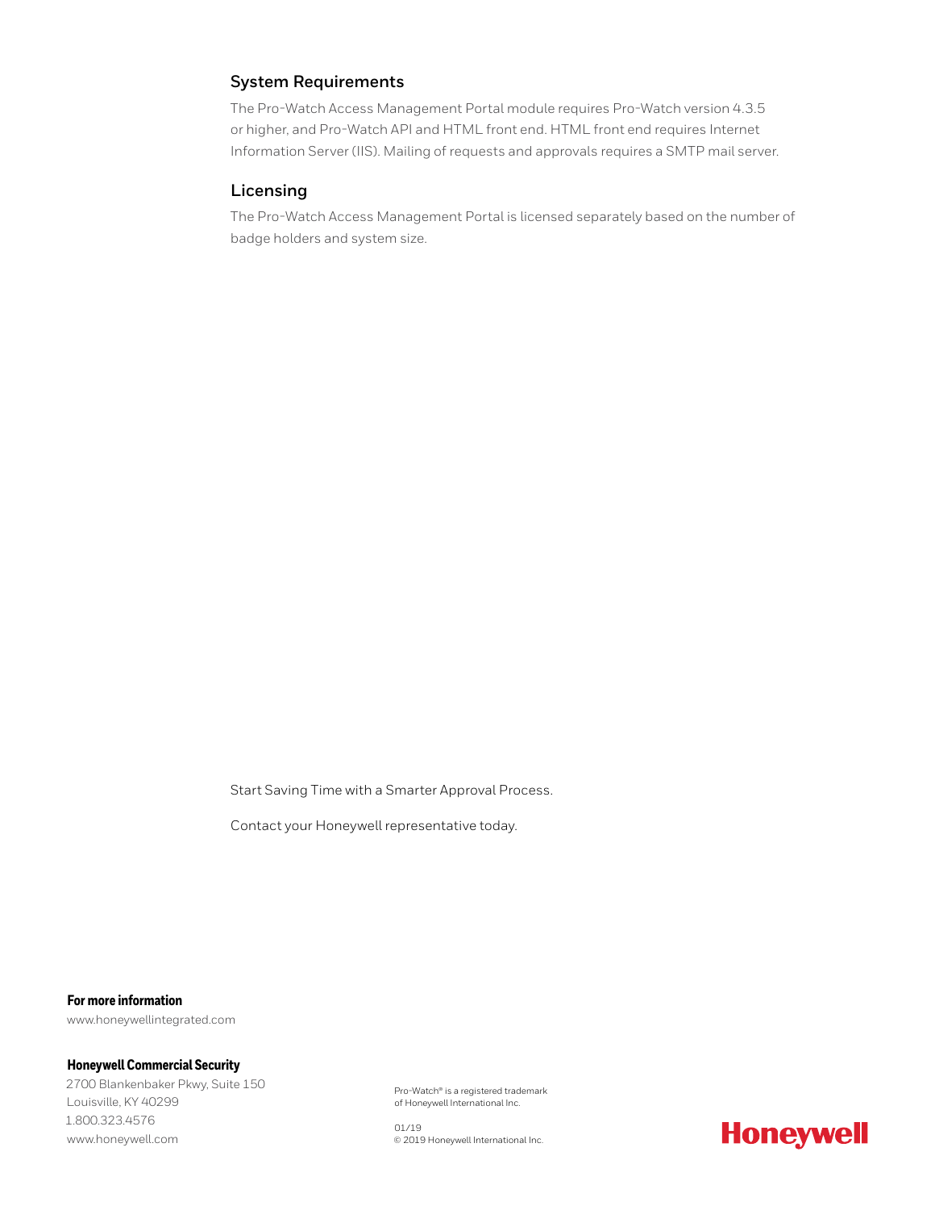## System Requirements

The Pro-Watch Access Management Portal module requires Pro-Watch version 4.3.5 or higher, and Pro-Watch API and HTML front end. HTML front end requires Internet Information Server (IIS). Mailing of requests and approvals requires a SMTP mail server.

## Licensing

The Pro-Watch Access Management Portal is licensed separately based on the number of badge holders and system size.

Start Saving Time with a Smarter Approval Process.

Contact your Honeywell representative today.

**For more information**

www.honeywellintegrated.com

**Honeywell Commercial Security**

2700 Blankenbaker Pkwy, Suite 150
Louisville, KY 40299
1.800.323.4576
www.honeywell.com

Pro-Watch® is a registered trademark of Honeywell International Inc.

01/19
© 2019 Honeywell International Inc.

Honeywell